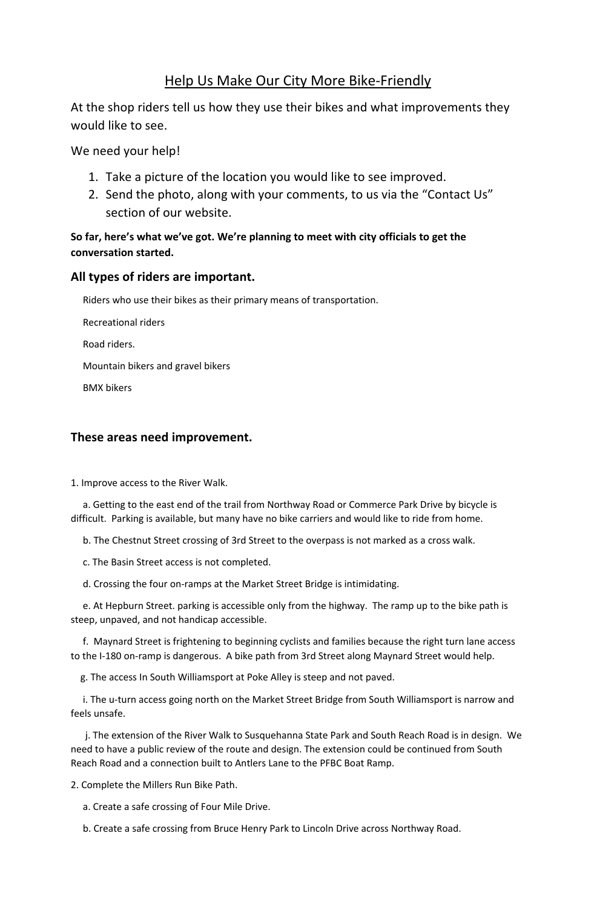# Help Us Make Our City More Bike-Friendly

At the shop riders tell us how they use their bikes and what improvements they would like to see.

We need your help!

1. Take a picture of the location you would like to see improved.
2. Send the photo, along with your comments, to us via the "Contact Us" section of our website.

**So far, here's what we've got. We're planning to meet with city officials to get the conversation started.**

### All types of riders are important.

Riders who use their bikes as their primary means of transportation.

Recreational riders

Road riders.

Mountain bikers and gravel bikers

BMX bikers

### These areas need improvement.

1. Improve access to the River Walk.

   a. Getting to the east end of the trail from Northway Road or Commerce Park Drive by bicycle is difficult. Parking is available, but many have no bike carriers and would like to ride from home.

   b. The Chestnut Street crossing of 3rd Street to the overpass is not marked as a cross walk.

   c. The Basin Street access is not completed.

   d. Crossing the four on-ramps at the Market Street Bridge is intimidating.

   e. At Hepburn Street. parking is accessible only from the highway. The ramp up to the bike path is steep, unpaved, and not handicap accessible.

   f. Maynard Street is frightening to beginning cyclists and families because the right turn lane access to the I-180 on-ramp is dangerous. A bike path from 3rd Street along Maynard Street would help.

   g. The access In South Williamsport at Poke Alley is steep and not paved.

   i. The u-turn access going north on the Market Street Bridge from South Williamsport is narrow and feels unsafe.

   j. The extension of the River Walk to Susquehanna State Park and South Reach Road is in design. We need to have a public review of the route and design. The extension could be continued from South Reach Road and a connection built to Antlers Lane to the PFBC Boat Ramp.

2. Complete the Millers Run Bike Path.

   a. Create a safe crossing of Four Mile Drive.

   b. Create a safe crossing from Bruce Henry Park to Lincoln Drive across Northway Road.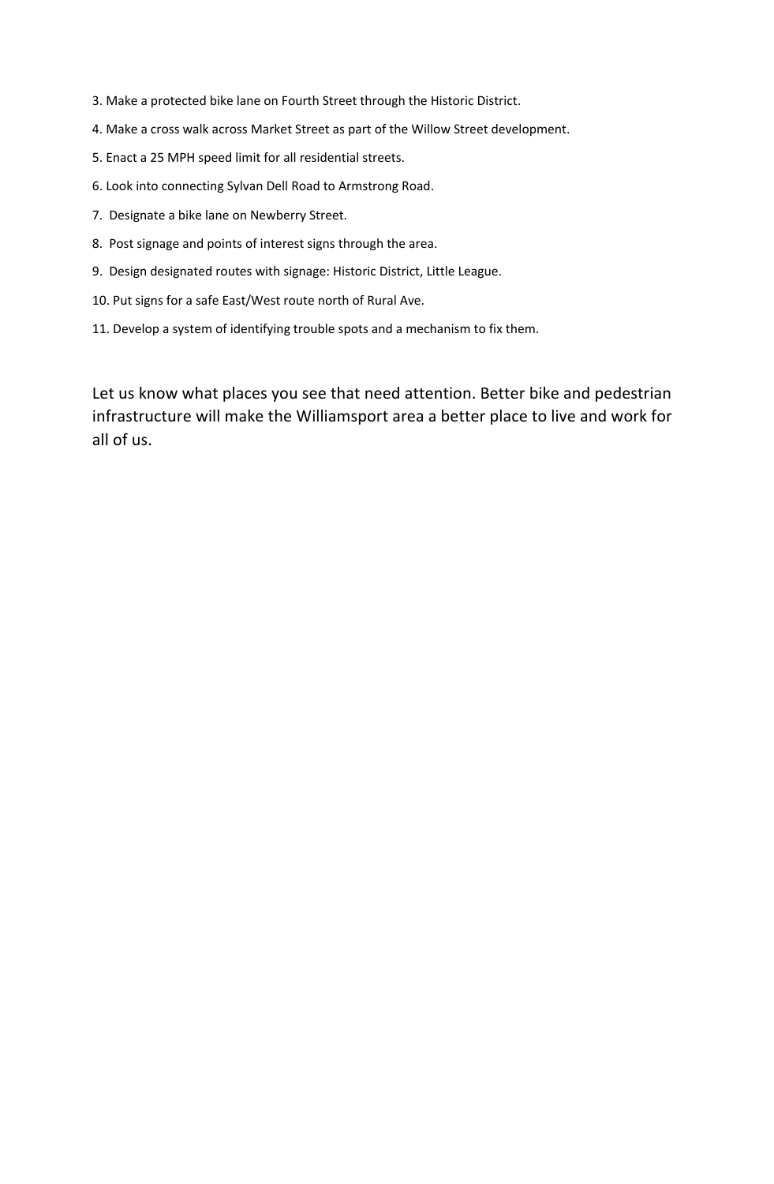3. Make a protected bike lane on Fourth Street through the Historic District.

4. Make a cross walk across Market Street as part of the Willow Street development.

5. Enact a 25 MPH speed limit for all residential streets.

6. Look into connecting Sylvan Dell Road to Armstrong Road.

7. Designate a bike lane on Newberry Street.

8. Post signage and points of interest signs through the area.

9. Design designated routes with signage: Historic District, Little League.

10. Put signs for a safe East/West route north of Rural Ave.

11. Develop a system of identifying trouble spots and a mechanism to fix them.

Let us know what places you see that need attention. Better bike and pedestrian infrastructure will make the Williamsport area a better place to live and work for all of us.